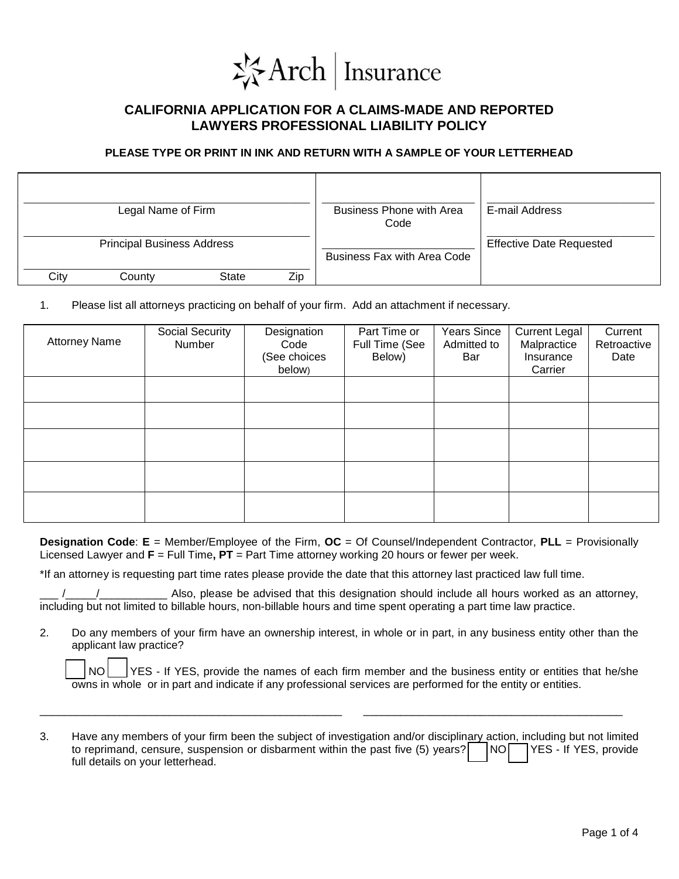Arch | Insurance

# CALIFORNIA APPLICATION FOR A CLAIMS-MADE AND REPORTED LAWYERS PROFESSIONAL LIABILITY POLICY

**PLEASE TYPE OR PRINT IN INK AND RETURN WITH A SAMPLE OF YOUR LETTERHEAD**

| | | |
|---|---|---|
| Legal Name of Firm | Business Phone with Area Code | E-mail Address |
| Principal Business Address | Business Fax with Area Code | Effective Date Requested |
| City County State Zip | | |

1. Please list all attorneys practicing on behalf of your firm. Add an attachment if necessary.

| Attorney Name | Social Security Number | Designation Code (See choices below) | Part Time or Full Time (See Below) | Years Since Admitted to Bar | Current Legal Malpractice Insurance Carrier | Current Retroactive Date |
|---|---|---|---|---|---|---|
| | | | | | | |
| | | | | | | |
| | | | | | | |
| | | | | | | |
| | | | | | | |

**Designation Code**: **E** = Member/Employee of the Firm, **OC** = Of Counsel/Independent Contractor, **PLL** = Provisionally Licensed Lawyer and **F** = Full Time**, PT** = Part Time attorney working 20 hours or fewer per week.

*If an attorney is requesting part time rates please provide the date that this attorney last practiced law full time.

___ /_____/___________ Also, please be advised that this designation should include all hours worked as an attorney, including but not limited to billable hours, non-billable hours and time spent operating a part time law practice.

2. Do any members of your firm have an ownership interest, in whole or in part, in any business entity other than the applicant law practice?

   ☐ NO ☐ YES - If YES, provide the names of each firm member and the business entity or entities that he/she owns in whole or in part and indicate if any professional services are performed for the entity or entities.

   ___________________________________________________ ___________________________________________

3. Have any members of your firm been the subject of investigation and/or disciplinary action, including but not limited to reprimand, censure, suspension or disbarment within the past five (5) years? ☐ NO ☐ YES - If YES, provide full details on your letterhead.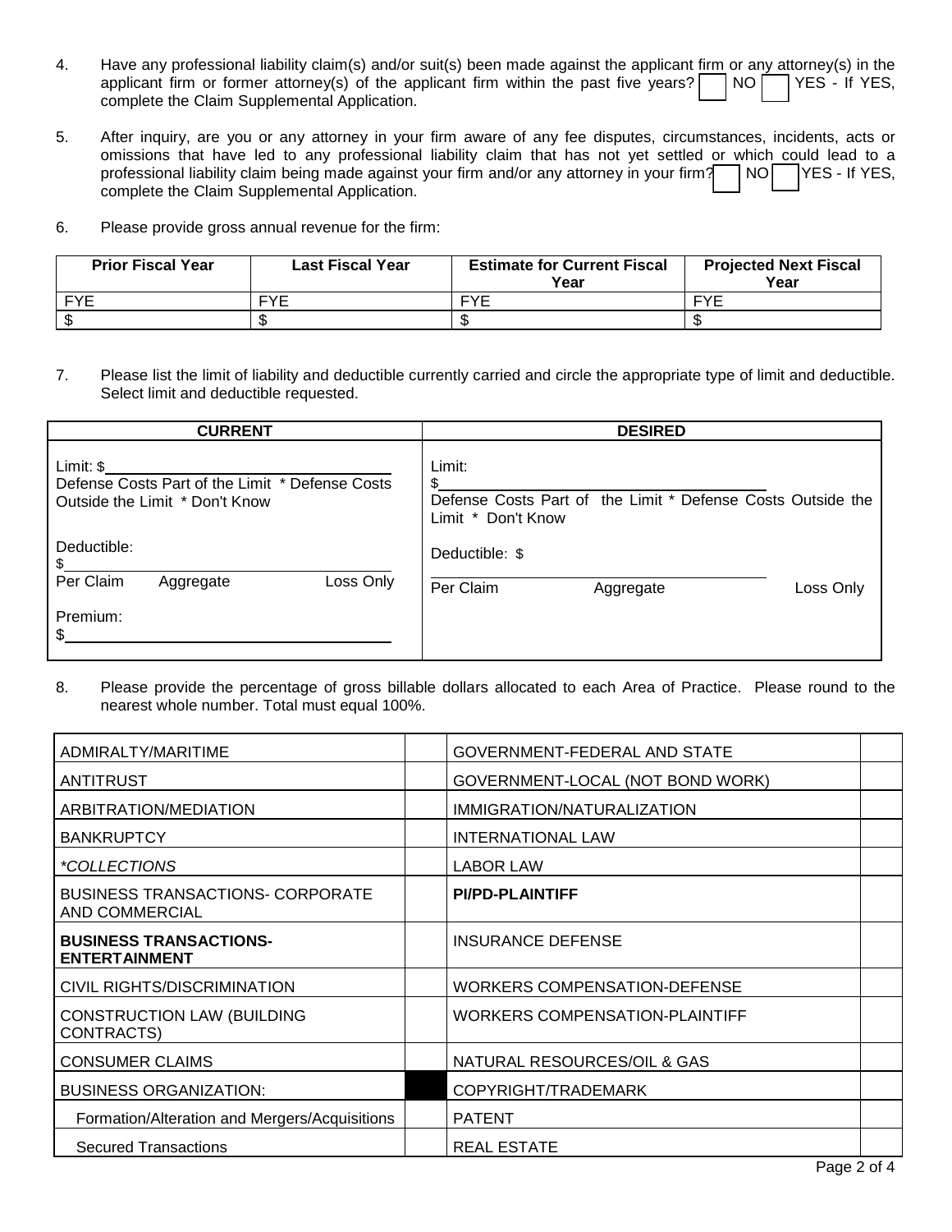4. Have any professional liability claim(s) and/or suit(s) been made against the applicant firm or any attorney(s) in the applicant firm or former attorney(s) of the applicant firm within the past five years? ☐ NO ☐ YES - If YES, complete the Claim Supplemental Application.

5. After inquiry, are you or any attorney in your firm aware of any fee disputes, circumstances, incidents, acts or omissions that have led to any professional liability claim that has not yet settled or which could lead to a professional liability claim being made against your firm and/or any attorney in your firm? ☐ NO ☐ YES - If YES, complete the Claim Supplemental Application.

6. Please provide gross annual revenue for the firm:

| Prior Fiscal Year | Last Fiscal Year | Estimate for Current Fiscal Year | Projected Next Fiscal Year |
|---|---|---|---|
| FYE | FYE | FYE | FYE |
| $ | $ | $ | $ |

7. Please list the limit of liability and deductible currently carried and circle the appropriate type of limit and deductible. Select limit and deductible requested.

| CURRENT | DESIRED |
|---|---|
| Limit: $ ______________ | Limit: $ ______________ |
| Defense Costs Part of the Limit * Defense Costs Outside the Limit * Don't Know | Defense Costs Part of the Limit * Defense Costs Outside the Limit * Don't Know |
| Deductible: $ ______________ | Deductible: $ ______________ |
| Per Claim Aggregate Loss Only | Per Claim Aggregate Loss Only |
| Premium: $ ______________ | |

8. Please provide the percentage of gross billable dollars allocated to each Area of Practice. Please round to the nearest whole number. Total must equal 100%.

| | | | |
|---|---|---|---|
| ADMIRALTY/MARITIME | | GOVERNMENT-FEDERAL AND STATE | |
| ANTITRUST | | GOVERNMENT-LOCAL (NOT BOND WORK) | |
| ARBITRATION/MEDIATION | | IMMIGRATION/NATURALIZATION | |
| BANKRUPTCY | | INTERNATIONAL LAW | |
| *\*COLLECTIONS* | | LABOR LAW | |
| BUSINESS TRANSACTIONS- CORPORATE AND COMMERCIAL | | **PI/PD-PLAINTIFF** | |
| **BUSINESS TRANSACTIONS-ENTERTAINMENT** | | INSURANCE DEFENSE | |
| CIVIL RIGHTS/DISCRIMINATION | | WORKERS COMPENSATION-DEFENSE | |
| CONSTRUCTION LAW (BUILDING CONTRACTS) | | WORKERS COMPENSATION-PLAINTIFF | |
| CONSUMER CLAIMS | | NATURAL RESOURCES/OIL & GAS | |
| BUSINESS ORGANIZATION: | ■ | COPYRIGHT/TRADEMARK | |
| Formation/Alteration and Mergers/Acquisitions | | PATENT | |
| Secured Transactions | | REAL ESTATE | |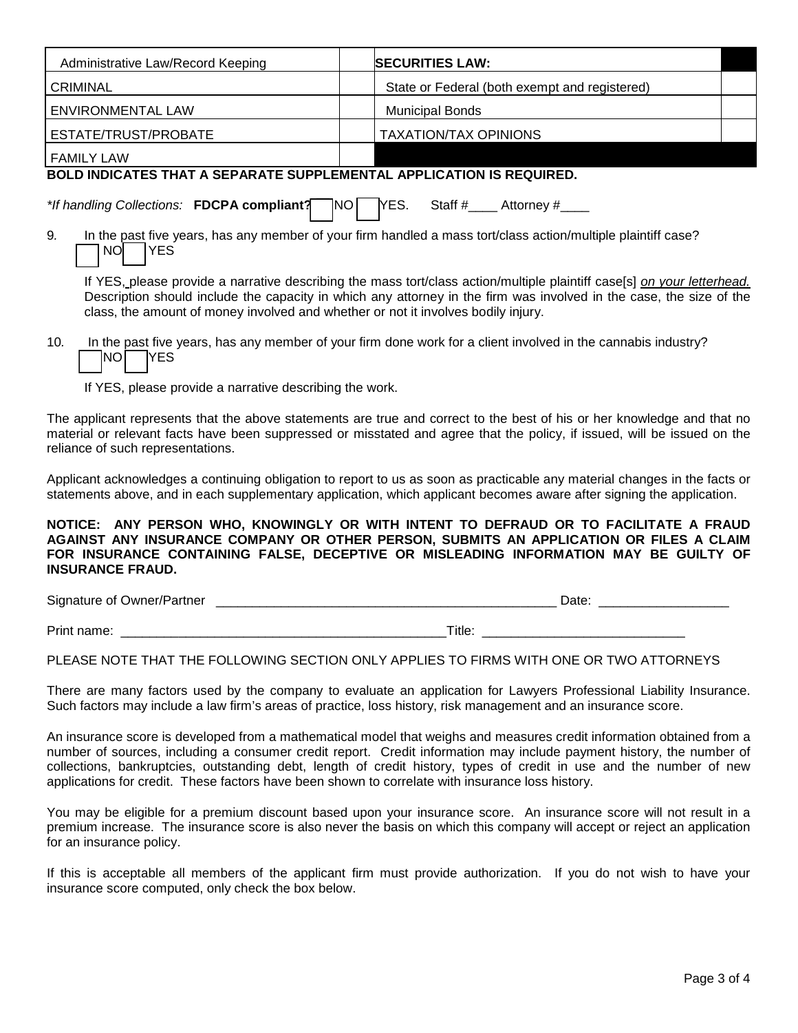| Administrative Law/Record Keeping | | **SECURITIES LAW:** | |
|---|---|---|---|
| CRIMINAL | | State or Federal (both exempt and registered) | |
| ENVIRONMENTAL LAW | | Municipal Bonds | |
| ESTATE/TRUST/PROBATE | | TAXATION/TAX OPINIONS | |
| FAMILY LAW | | | |

**BOLD INDICATES THAT A SEPARATE SUPPLEMENTAL APPLICATION IS REQUIRED.**

*\*If handling Collections:* **FDCPA compliant?** ☐ NO ☐ YES. Staff #____ Attorney #____

9. In the past five years, has any member of your firm handled a mass tort/class action/multiple plaintiff case?
☐ NO ☐ YES

   If YES, please provide a narrative describing the mass tort/class action/multiple plaintiff case[s] *on your letterhead.* Description should include the capacity in which any attorney in the firm was involved in the case, the size of the class, the amount of money involved and whether or not it involves bodily injury.

10. In the past five years, has any member of your firm done work for a client involved in the cannabis industry?
☐ NO ☐ YES

   If YES, please provide a narrative describing the work.

The applicant represents that the above statements are true and correct to the best of his or her knowledge and that no material or relevant facts have been suppressed or misstated and agree that the policy, if issued, will be issued on the reliance of such representations.

Applicant acknowledges a continuing obligation to report to us as soon as practicable any material changes in the facts or statements above, and in each supplementary application, which applicant becomes aware after signing the application.

**NOTICE: ANY PERSON WHO, KNOWINGLY OR WITH INTENT TO DEFRAUD OR TO FACILITATE A FRAUD AGAINST ANY INSURANCE COMPANY OR OTHER PERSON, SUBMITS AN APPLICATION OR FILES A CLAIM FOR INSURANCE CONTAINING FALSE, DECEPTIVE OR MISLEADING INFORMATION MAY BE GUILTY OF INSURANCE FRAUD.**

Signature of Owner/Partner _______________________________________________ Date: __________________

Print name: _______________________________________________Title: ____________________________

PLEASE NOTE THAT THE FOLLOWING SECTION ONLY APPLIES TO FIRMS WITH ONE OR TWO ATTORNEYS

There are many factors used by the company to evaluate an application for Lawyers Professional Liability Insurance. Such factors may include a law firm's areas of practice, loss history, risk management and an insurance score.

An insurance score is developed from a mathematical model that weighs and measures credit information obtained from a number of sources, including a consumer credit report. Credit information may include payment history, the number of collections, bankruptcies, outstanding debt, length of credit history, types of credit in use and the number of new applications for credit. These factors have been shown to correlate with insurance loss history.

You may be eligible for a premium discount based upon your insurance score. An insurance score will not result in a premium increase. The insurance score is also never the basis on which this company will accept or reject an application for an insurance policy.

If this is acceptable all members of the applicant firm must provide authorization. If you do not wish to have your insurance score computed, only check the box below.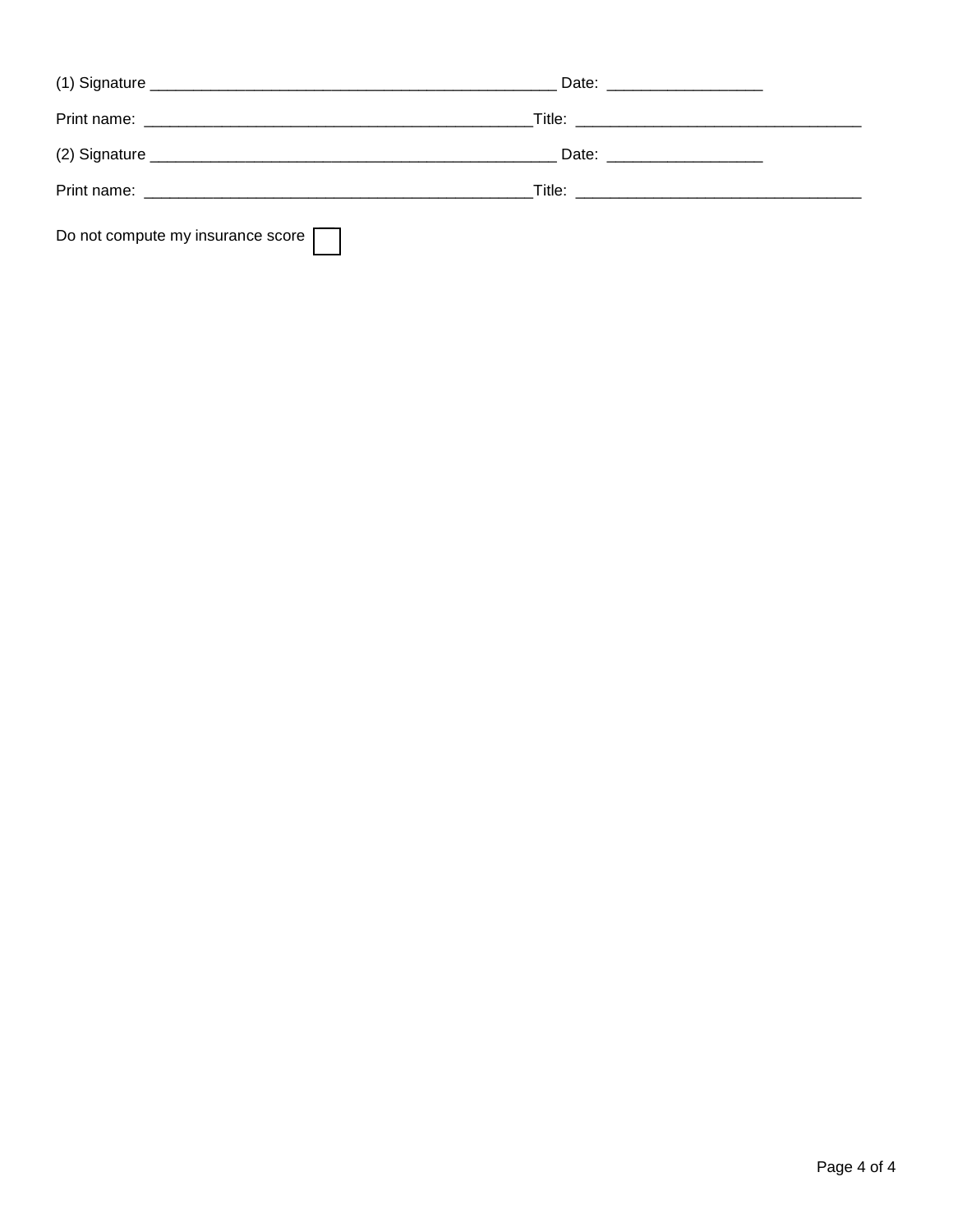(1) Signature ______________________________________________ Date: _________________

Print name: ____________________________________________Title: _________________________________

(2) Signature ______________________________________________ Date: _________________

Print name: ____________________________________________Title: _________________________________

Do not compute my insurance score ☐